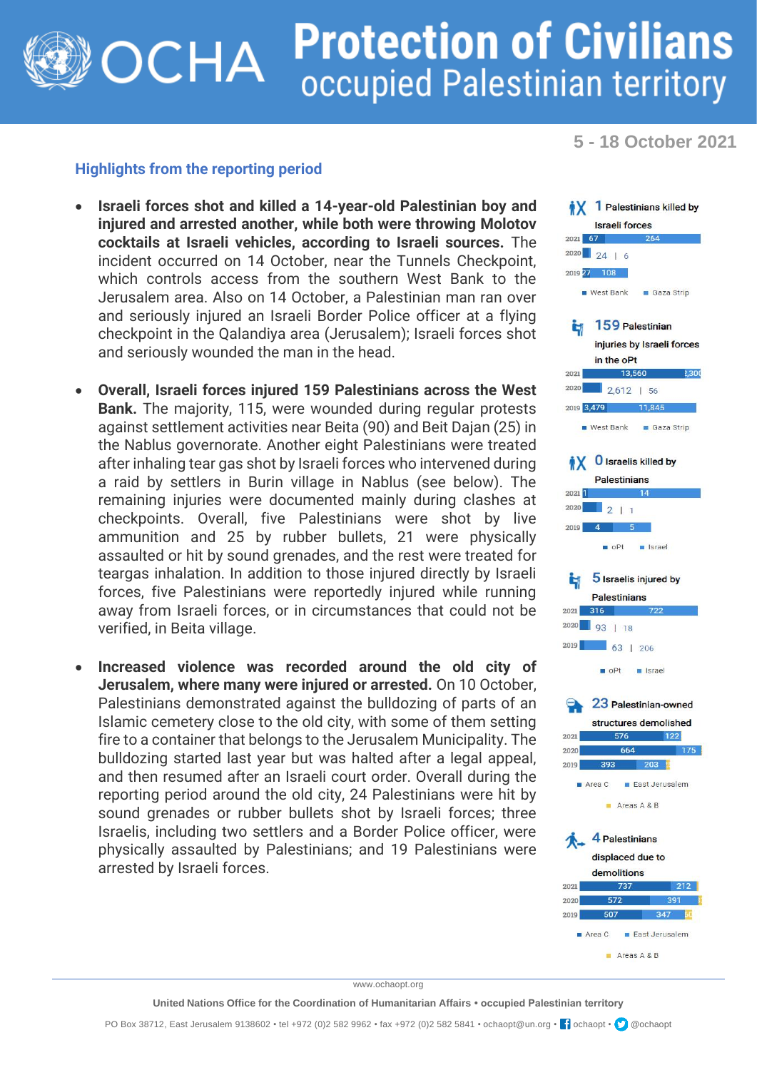# Protection of Civilians
## occupied Palestinian territory

**5 - 18 October 2021**

### Highlights from the reporting period

- **Israeli forces shot and killed a 14-year-old Palestinian boy and injured and arrested another, while both were throwing Molotov cocktails at Israeli vehicles, according to Israeli sources.** The incident occurred on 14 October, near the Tunnels Checkpoint, which controls access from the southern West Bank to the Jerusalem area. Also on 14 October, a Palestinian man ran over and seriously injured an Israeli Border Police officer at a flying checkpoint in the Qalandiya area (Jerusalem); Israeli forces shot and seriously wounded the man in the head.

- **Overall, Israeli forces injured 159 Palestinians across the West Bank.** The majority, 115, were wounded during regular protests against settlement activities near Beita (90) and Beit Dajan (25) in the Nablus governorate. Another eight Palestinians were treated after inhaling tear gas shot by Israeli forces who intervened during a raid by settlers in Burin village in Nablus (see below). The remaining injuries were documented mainly during clashes at checkpoints. Overall, five Palestinians were shot by live ammunition and 25 by rubber bullets, 21 were physically assaulted or hit by sound grenades, and the rest were treated for teargas inhalation. In addition to those injured directly by Israeli forces, five Palestinians were reportedly injured while running away from Israeli forces, or in circumstances that could not be verified, in Beita village.

- **Increased violence was recorded around the old city of Jerusalem, where many were injured or arrested.** On 10 October, Palestinians demonstrated against the bulldozing of parts of an Islamic cemetery close to the old city, with some of them setting fire to a container that belongs to the Jerusalem Municipality. The bulldozing started last year but was halted after a legal appeal, and then resumed after an Israeli court order. Overall during the reporting period around the old city, 24 Palestinians were hit by sound grenades or rubber bullets shot by Israeli forces; three Israelis, including two settlers and a Border Police officer, were physically assaulted by Palestinians; and 19 Palestinians were arrested by Israeli forces.

**1** Palestinians killed by Israeli forces

| Year | West Bank | Gaza Strip |
|---|---|---|
| 2021 | 67 | 264 |
| 2020 | 24 | 6 |
| 2019 | 27 | 108 |

**159** Palestinian injuries by Israeli forces in the oPt

| Year | West Bank | Gaza Strip |
|---|---|---|
| 2021 | 13,560 | 2,300 |
| 2020 | 2,612 | 56 |
| 2019 | 3,479 | 11,845 |

**0** Israelis killed by Palestinians

| Year | oPt | Israel |
|---|---|---|
| 2021 | 1 | 14 |
| 2020 | 2 | 1 |
| 2019 | 4 | 5 |

**5** Israelis injured by Palestinians

| Year | oPt | Israel |
|---|---|---|
| 2021 | 316 | 722 |
| 2020 | 93 | 18 |
| 2019 | 63 | 206 |

**23** Palestinian-owned structures demolished

| Year | Area C | East Jerusalem | Areas A & B |
|---|---|---|---|
| 2021 | 576 | 122 | |
| 2020 | 664 | 175 | |
| 2019 | 393 | 203 | |

**4** Palestinians displaced due to demolitions

| Year | Area C | East Jerusalem | Areas A & B |
|---|---|---|---|
| 2021 | 737 | 212 | |
| 2020 | 572 | 391 | |
| 2019 | 507 | 347 | |

www.ochaopt.org

United Nations Office for the Coordination of Humanitarian Affairs • occupied Palestinian territory

PO Box 38712, East Jerusalem 9138602 • tel +972 (0)2 582 9962 • fax +972 (0)2 582 5841 • ochaopt@un.org • ochaopt • @ochaopt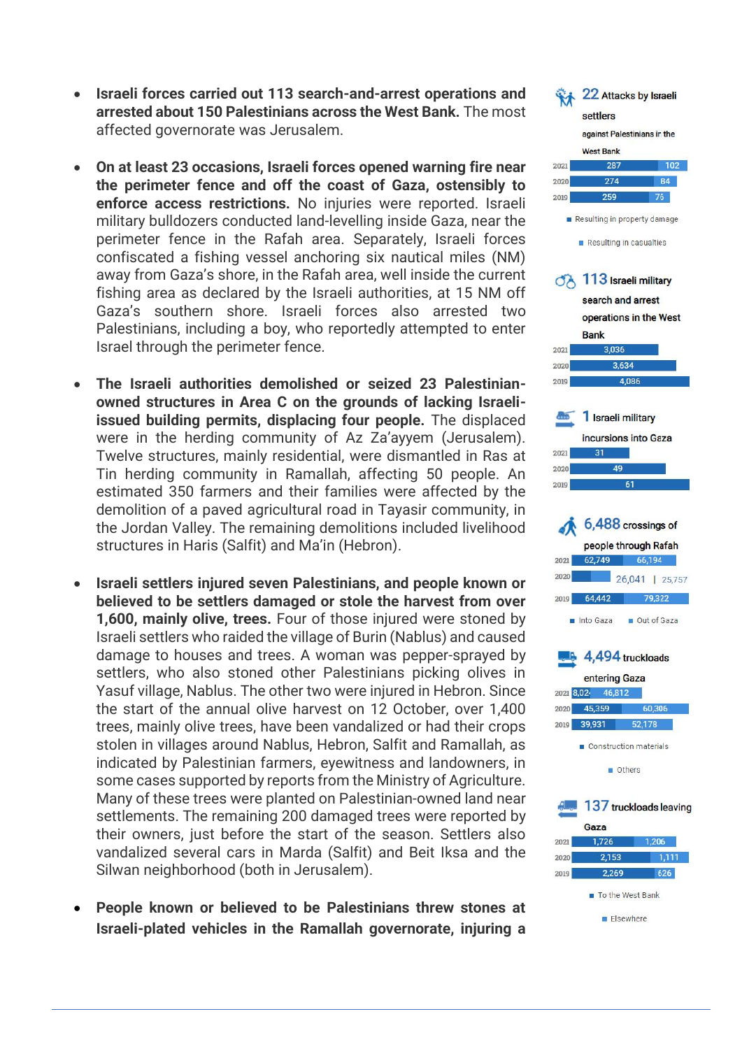- **Israeli forces carried out 113 search-and-arrest operations and arrested about 150 Palestinians across the West Bank.** The most affected governorate was Jerusalem.

- **On at least 23 occasions, Israeli forces opened warning fire near the perimeter fence and off the coast of Gaza, ostensibly to enforce access restrictions.** No injuries were reported. Israeli military bulldozers conducted land-levelling inside Gaza, near the perimeter fence in the Rafah area. Separately, Israeli forces confiscated a fishing vessel anchoring six nautical miles (NM) away from Gaza's shore, in the Rafah area, well inside the current fishing area as declared by the Israeli authorities, at 15 NM off Gaza's southern shore. Israeli forces also arrested two Palestinians, including a boy, who reportedly attempted to enter Israel through the perimeter fence.

- **The Israeli authorities demolished or seized 23 Palestinian-owned structures in Area C on the grounds of lacking Israeli-issued building permits, displacing four people.** The displaced were in the herding community of Az Za'ayyem (Jerusalem). Twelve structures, mainly residential, were dismantled in Ras at Tin herding community in Ramallah, affecting 50 people. An estimated 350 farmers and their families were affected by the demolition of a paved agricultural road in Tayasir community, in the Jordan Valley. The remaining demolitions included livelihood structures in Haris (Salfit) and Ma'in (Hebron).

- **Israeli settlers injured seven Palestinians, and people known or believed to be settlers damaged or stole the harvest from over 1,600, mainly olive, trees.** Four of those injured were stoned by Israeli settlers who raided the village of Burin (Nablus) and caused damage to houses and trees. A woman was pepper-sprayed by settlers, who also stoned other Palestinians picking olives in Yasuf village, Nablus. The other two were injured in Hebron. Since the start of the annual olive harvest on 12 October, over 1,400 trees, mainly olive trees, have been vandalized or had their crops stolen in villages around Nablus, Hebron, Salfit and Ramallah, as indicated by Palestinian farmers, eyewitness and landowners, in some cases supported by reports from the Ministry of Agriculture. Many of these trees were planted on Palestinian-owned land near settlements. The remaining 200 damaged trees were reported by their owners, just before the start of the season. Settlers also vandalized several cars in Marda (Salfit) and Beit Iksa and the Silwan neighborhood (both in Jerusalem).

- **People known or believed to be Palestinians threw stones at Israeli-plated vehicles in the Ramallah governorate, injuring a**

**22** Attacks by Israeli settlers against Palestinians in the West Bank

| Year | Resulting in property damage | Resulting in casualties |
|---|---|---|
| 2021 | 287 | 102 |
| 2020 | 274 | 84 |
| 2019 | 259 | 75 |

**113** Israeli military search and arrest operations in the West Bank

| Year | Operations |
|---|---|
| 2021 | 3,036 |
| 2020 | 3,634 |
| 2019 | 4,086 |

**1** Israeli military incursions into Gaza

| Year | Incursions |
|---|---|
| 2021 | 31 |
| 2020 | 49 |
| 2019 | 61 |

**6,488** crossings of people through Rafah

| Year | Into Gaza | Out of Gaza |
|---|---|---|
| 2021 | 62,749 | 66,194 |
| 2020 | 26,041 | 25,757 |
| 2019 | 64,442 | 79,322 |

**4,494** truckloads entering Gaza

| Year | Construction materials | Others |
|---|---|---|
| 2021 | 8,02 | 46,812 |
| 2020 | 45,359 | 60,306 |
| 2019 | 39,931 | 52,178 |

**137** truckloads leaving Gaza

| Year | To the West Bank | Elsewhere |
|---|---|---|
| 2021 | 1,726 | 1,206 |
| 2020 | 2,153 | 1,111 |
| 2019 | 2,269 | 626 |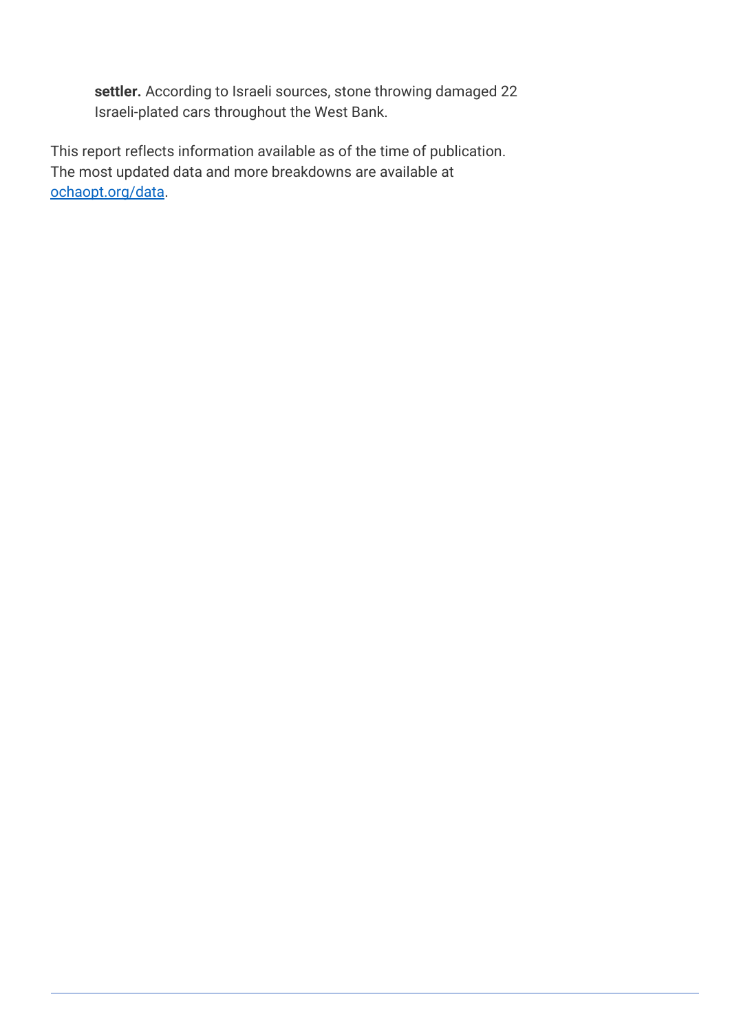**settler.** According to Israeli sources, stone throwing damaged 22 Israeli-plated cars throughout the West Bank.

This report reflects information available as of the time of publication. The most updated data and more breakdowns are available at ochaopt.org/data.